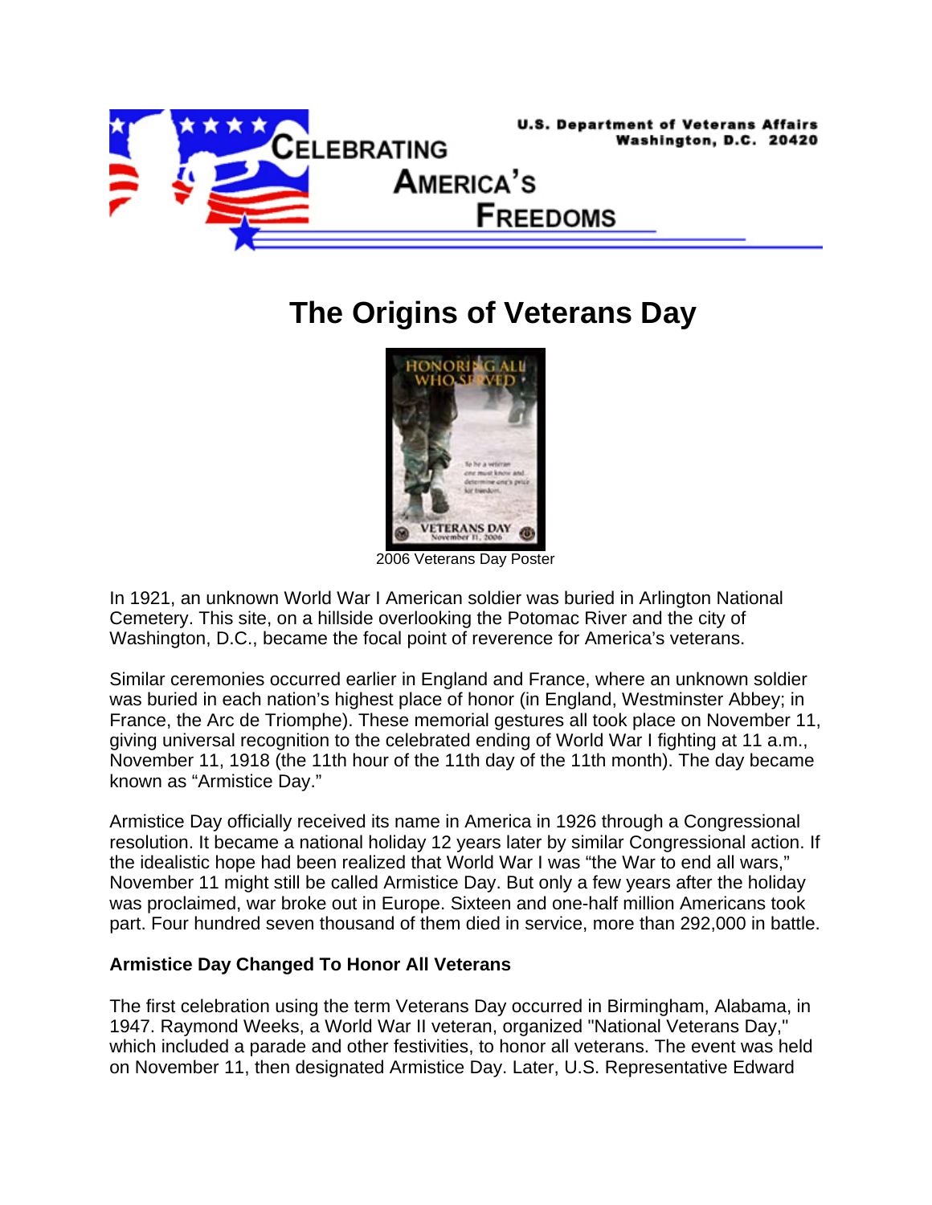U.S. Department of Veterans Affairs
Washington, D.C. 20420

CELEBRATING AMERICA'S FREEDOMS

# The Origins of Veterans Day

2006 Veterans Day Poster

In 1921, an unknown World War I American soldier was buried in Arlington National Cemetery. This site, on a hillside overlooking the Potomac River and the city of Washington, D.C., became the focal point of reverence for America's veterans.

Similar ceremonies occurred earlier in England and France, where an unknown soldier was buried in each nation's highest place of honor (in England, Westminster Abbey; in France, the Arc de Triomphe). These memorial gestures all took place on November 11, giving universal recognition to the celebrated ending of World War I fighting at 11 a.m., November 11, 1918 (the 11th hour of the 11th day of the 11th month). The day became known as "Armistice Day."

Armistice Day officially received its name in America in 1926 through a Congressional resolution. It became a national holiday 12 years later by similar Congressional action. If the idealistic hope had been realized that World War I was "the War to end all wars," November 11 might still be called Armistice Day. But only a few years after the holiday was proclaimed, war broke out in Europe. Sixteen and one-half million Americans took part. Four hundred seven thousand of them died in service, more than 292,000 in battle.

**Armistice Day Changed To Honor All Veterans**

The first celebration using the term Veterans Day occurred in Birmingham, Alabama, in 1947. Raymond Weeks, a World War II veteran, organized "National Veterans Day," which included a parade and other festivities, to honor all veterans. The event was held on November 11, then designated Armistice Day. Later, U.S. Representative Edward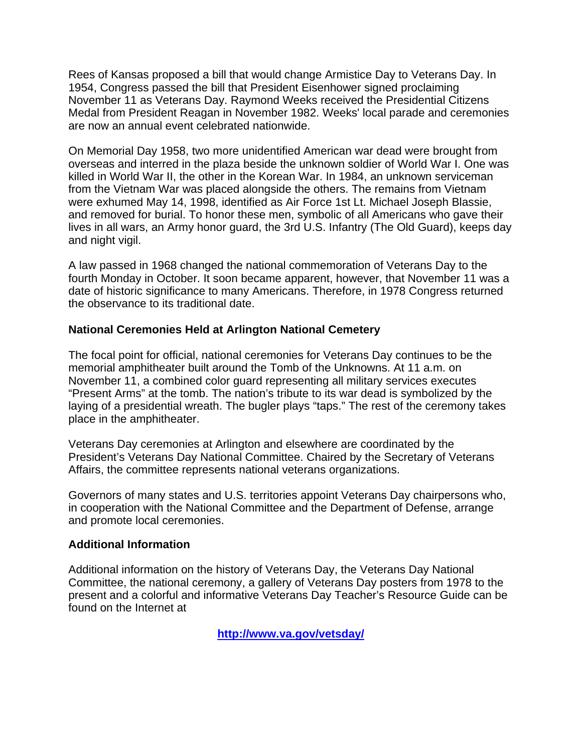Rees of Kansas proposed a bill that would change Armistice Day to Veterans Day. In 1954, Congress passed the bill that President Eisenhower signed proclaiming November 11 as Veterans Day. Raymond Weeks received the Presidential Citizens Medal from President Reagan in November 1982. Weeks' local parade and ceremonies are now an annual event celebrated nationwide.

On Memorial Day 1958, two more unidentified American war dead were brought from overseas and interred in the plaza beside the unknown soldier of World War I. One was killed in World War II, the other in the Korean War. In 1984, an unknown serviceman from the Vietnam War was placed alongside the others. The remains from Vietnam were exhumed May 14, 1998, identified as Air Force 1st Lt. Michael Joseph Blassie, and removed for burial. To honor these men, symbolic of all Americans who gave their lives in all wars, an Army honor guard, the 3rd U.S. Infantry (The Old Guard), keeps day and night vigil.

A law passed in 1968 changed the national commemoration of Veterans Day to the fourth Monday in October. It soon became apparent, however, that November 11 was a date of historic significance to many Americans. Therefore, in 1978 Congress returned the observance to its traditional date.

**National Ceremonies Held at Arlington National Cemetery**

The focal point for official, national ceremonies for Veterans Day continues to be the memorial amphitheater built around the Tomb of the Unknowns. At 11 a.m. on November 11, a combined color guard representing all military services executes "Present Arms" at the tomb. The nation's tribute to its war dead is symbolized by the laying of a presidential wreath. The bugler plays "taps." The rest of the ceremony takes place in the amphitheater.

Veterans Day ceremonies at Arlington and elsewhere are coordinated by the President's Veterans Day National Committee. Chaired by the Secretary of Veterans Affairs, the committee represents national veterans organizations.

Governors of many states and U.S. territories appoint Veterans Day chairpersons who, in cooperation with the National Committee and the Department of Defense, arrange and promote local ceremonies.

**Additional Information**

Additional information on the history of Veterans Day, the Veterans Day National Committee, the national ceremony, a gallery of Veterans Day posters from 1978 to the present and a colorful and informative Veterans Day Teacher's Resource Guide can be found on the Internet at

**http://www.va.gov/vetsday/**